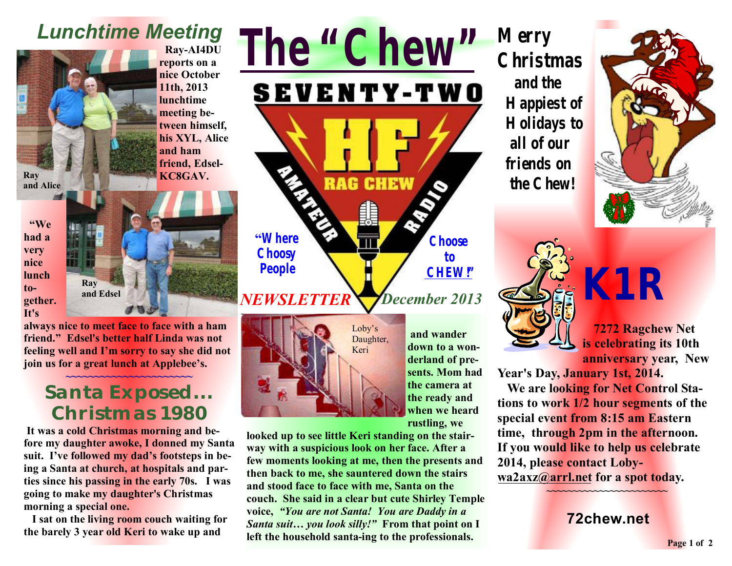# The "Chew"

SEVENTY-TWO

HF

AMATEUR RAG CHEW RADIO

"Where Choosy People Choose to CHEW!"

*NEWSLETTER* *December 2013*

## *Lunchtime Meeting*

**Ray-AI4DU reports on a nice October 11th, 2013 lunchtime meeting between himself, his XYL, Alice and ham friend, Edsel-KC8GAV.**

Ray and Alice

Ray and Edsel

**"We had a very nice lunch together. It's always nice to meet face to face with a ham friend." Edsel's better half Linda was not feeling well and I'm sorry to say she did not join us for a great lunch at Applebee's.**

~~~~~~~~~~~~~~~~~~~~~~

## Santa Exposed… Christmas 1980

**It was a cold Christmas morning and before my daughter awoke, I donned my Santa suit. I've followed my dad's footsteps in being a Santa at church, at hospitals and parties since his passing in the early 70s. I was going to make my daughter's Christmas morning a special one.**

**I sat on the living room couch waiting for the barely 3 year old Keri to wake up and wander down to a wonderland of presents. Mom had the camera at the ready and when we heard rustling, we looked up to see little Keri standing on the stairway with a suspicious look on her face. After a few moments looking at me, then the presents and then back to me, she sauntered down the stairs and stood face to face with me, Santa on the couch. She said in a clear but cute Shirley Temple voice, *"You are not Santa! You are Daddy in a Santa suit… you look silly!"* From that point on I left the household santa-ing to the professionals.**

Loby's Daughter, Keri

**Merry Christmas and the Happiest of Holidays to all of our friends on the Chew!**

# K1R

**7272 Ragchew Net is celebrating its 10th anniversary year, New Year's Day, January 1st, 2014.**

**We are looking for Net Control Stations to work 1/2 hour segments of the special event from 8:15 am Eastern time, through 2pm in the afternoon. If you would like to help us celebrate 2014, please contact Loby-wa2axz@arrl.net for a spot today.**

~~~~~~~~~~~~~~~~~~~~~~

**72chew.net**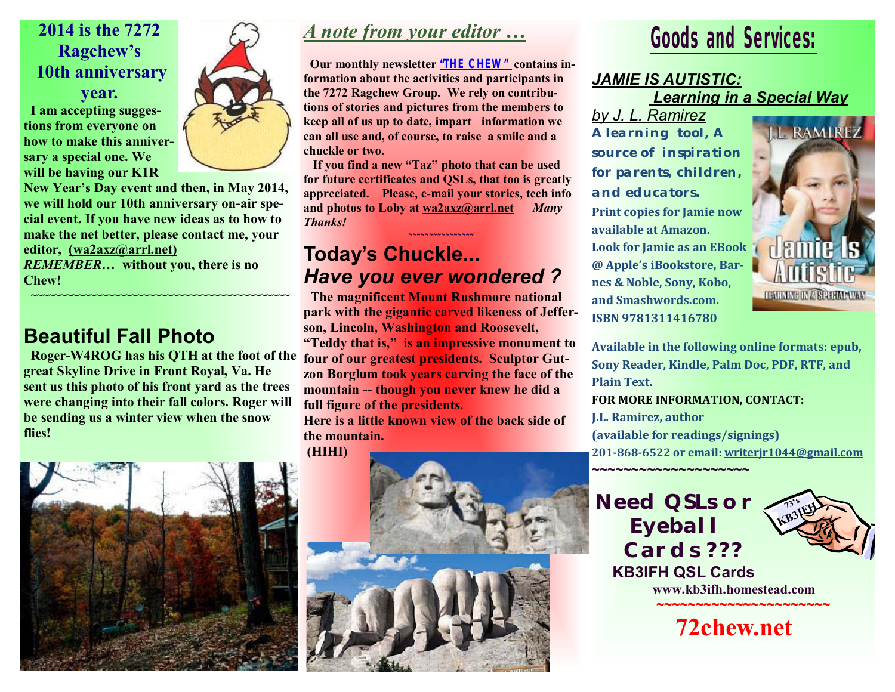## 2014 is the 7272 Ragchew's 10th anniversary year.

**I am accepting suggestions from everyone on how to make this anniversary a special one. We will be having our K1R New Year's Day event and then, in May 2014, we will hold our 10th anniversary on-air special event. If you have new ideas as to how to make the net better, please contact me, your editor, (wa2axz@arrl.net)**

***REMEMBER…* without you, there is no Chew!**

~~~~~~~~~~~~~~~~~~~~~~~~~~~~~~~~~~~~~~~~~~~~

## Beautiful Fall Photo

**Roger-W4ROG has his QTH at the foot of the great Skyline Drive in Front Royal, Va. He sent us this photo of his front yard as the trees were changing into their fall colors. Roger will be sending us a winter view when the snow flies!**

## *A note from your editor …*

**Our monthly newsletter "THE CHEW" contains information about the activities and participants in the 7272 Ragchew Group. We rely on contributions of stories and pictures from the members to keep all of us up to date, impart information we can all use and, of course, to raise a smile and a chuckle or two.**

**If you find a new "Taz" photo that can be used for future certificates and QSLs, that too is greatly appreciated. Please, e-mail your stories, tech info and photos to Loby at wa2axz@arrl.net *Many Thanks!***

~~~~~~~~~~~~~~~

## Today's Chuckle...
## *Have you ever wondered ?*

**The magnificent Mount Rushmore national park with the gigantic carved likeness of Jefferson, Lincoln, Washington and Roosevelt, "Teddy that is," is an impressive monument to four of our greatest presidents. Sculptor Gutzon Borglum took years carving the face of the mountain -- though you never knew he did a full figure of the presidents.**

**Here is a little known view of the back side of the mountain.**

**(HIHI)**

# Goods and Services:

***JAMIE IS AUTISTIC: Learning in a Special Way***

*by J. L. Ramirez*

**A learning tool, A source of inspiration for parents, children, and educators.**

**Print copies for Jamie now available at Amazon.**

**Look for Jamie as an EBook @ Apple's iBookstore, Barnes & Noble, Sony, Kobo, and Smashwords.com.**

**ISBN 9781311416780**

**Available in the following online formats: epub, Sony Reader, Kindle, Palm Doc, PDF, RTF, and Plain Text.**

**FOR MORE INFORMATION, CONTACT:**

**J.L. Ramirez, author**

**(available for readings/signings)**

**201-868-6522 or email: writerjr1044@gmail.com**

~~~~~~~~~~~~~~~~~~~~

**Need QSLs or Eyeball Cards???**

**KB3IFH QSL Cards**

**www.kb3ifh.homestead.com**

~~~~~~~~~~~~~~~~~~~~~~

# 72chew.net